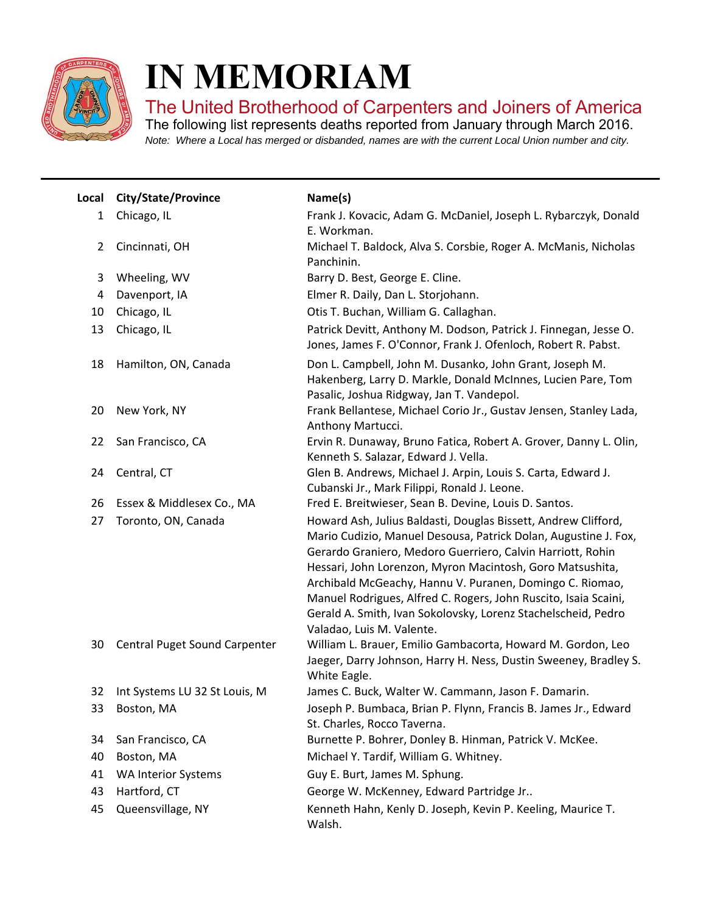# IN MEMORIAM

## The United Brotherhood of Carpenters and Joiners of America

The following list represents deaths reported from January through March 2016.

*Note: Where a Local has merged or disbanded, names are with the current Local Union number and city.*

| Local | City/State/Province | Name(s) |
|---|---|---|
| 1 | Chicago, IL | Frank J. Kovacic, Adam G. McDaniel, Joseph L. Rybarczyk, Donald E. Workman. |
| 2 | Cincinnati, OH | Michael T. Baldock, Alva S. Corsbie, Roger A. McManis, Nicholas Panchinin. |
| 3 | Wheeling, WV | Barry D. Best, George E. Cline. |
| 4 | Davenport, IA | Elmer R. Daily, Dan L. Storjohann. |
| 10 | Chicago, IL | Otis T. Buchan, William G. Callaghan. |
| 13 | Chicago, IL | Patrick Devitt, Anthony M. Dodson, Patrick J. Finnegan, Jesse O. Jones, James F. O'Connor, Frank J. Ofenloch, Robert R. Pabst. |
| 18 | Hamilton, ON, Canada | Don L. Campbell, John M. Dusanko, John Grant, Joseph M. Hakenberg, Larry D. Markle, Donald McInnes, Lucien Pare, Tom Pasalic, Joshua Ridgway, Jan T. Vandepol. |
| 20 | New York, NY | Frank Bellantese, Michael Corio Jr., Gustav Jensen, Stanley Lada, Anthony Martucci. |
| 22 | San Francisco, CA | Ervin R. Dunaway, Bruno Fatica, Robert A. Grover, Danny L. Olin, Kenneth S. Salazar, Edward J. Vella. |
| 24 | Central, CT | Glen B. Andrews, Michael J. Arpin, Louis S. Carta, Edward J. Cubanski Jr., Mark Filippi, Ronald J. Leone. |
| 26 | Essex & Middlesex Co., MA | Fred E. Breitwieser, Sean B. Devine, Louis D. Santos. |
| 27 | Toronto, ON, Canada | Howard Ash, Julius Baldasti, Douglas Bissett, Andrew Clifford, Mario Cudizio, Manuel Desousa, Patrick Dolan, Augustine J. Fox, Gerardo Graniero, Medoro Guerriero, Calvin Harriott, Rohin Hessari, John Lorenzon, Myron Macintosh, Goro Matsushita, Archibald McGeachy, Hannu V. Puranen, Domingo C. Riomao, Manuel Rodrigues, Alfred C. Rogers, John Ruscito, Isaia Scaini, Gerald A. Smith, Ivan Sokolovsky, Lorenz Stachelscheid, Pedro Valadao, Luis M. Valente. |
| 30 | Central Puget Sound Carpenter | William L. Brauer, Emilio Gambacorta, Howard M. Gordon, Leo Jaeger, Darry Johnson, Harry H. Ness, Dustin Sweeney, Bradley S. White Eagle. |
| 32 | Int Systems LU 32 St Louis, M | James C. Buck, Walter W. Cammann, Jason F. Damarin. |
| 33 | Boston, MA | Joseph P. Bumbaca, Brian P. Flynn, Francis B. James Jr., Edward St. Charles, Rocco Taverna. |
| 34 | San Francisco, CA | Burnette P. Bohrer, Donley B. Hinman, Patrick V. McKee. |
| 40 | Boston, MA | Michael Y. Tardif, William G. Whitney. |
| 41 | WA Interior Systems | Guy E. Burt, James M. Sphung. |
| 43 | Hartford, CT | George W. McKenney, Edward Partridge Jr.. |
| 45 | Queensvillage, NY | Kenneth Hahn, Kenly D. Joseph, Kevin P. Keeling, Maurice T. Walsh. |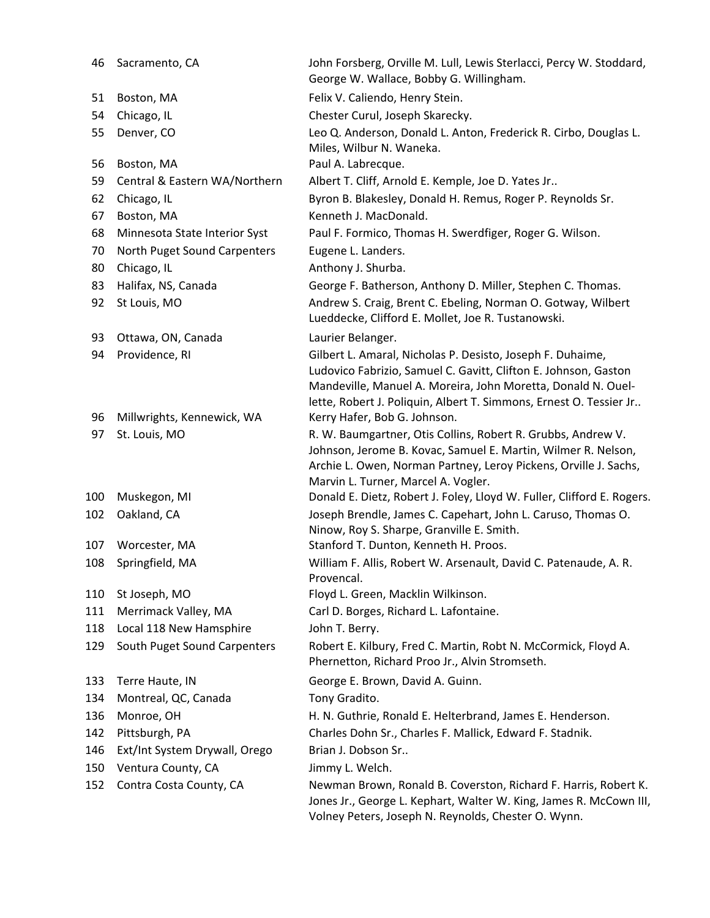| | | |
|---|---|---|
| 46 | Sacramento, CA | John Forsberg, Orville M. Lull, Lewis Sterlacci, Percy W. Stoddard, George W. Wallace, Bobby G. Willingham. |
| 51 | Boston, MA | Felix V. Caliendo, Henry Stein. |
| 54 | Chicago, IL | Chester Curul, Joseph Skarecky. |
| 55 | Denver, CO | Leo Q. Anderson, Donald L. Anton, Frederick R. Cirbo, Douglas L. Miles, Wilbur N. Waneka. |
| 56 | Boston, MA | Paul A. Labrecque. |
| 59 | Central & Eastern WA/Northern | Albert T. Cliff, Arnold E. Kemple, Joe D. Yates Jr.. |
| 62 | Chicago, IL | Byron B. Blakesley, Donald H. Remus, Roger P. Reynolds Sr. |
| 67 | Boston, MA | Kenneth J. MacDonald. |
| 68 | Minnesota State Interior Syst | Paul F. Formico, Thomas H. Swerdfiger, Roger G. Wilson. |
| 70 | North Puget Sound Carpenters | Eugene L. Landers. |
| 80 | Chicago, IL | Anthony J. Shurba. |
| 83 | Halifax, NS, Canada | George F. Batherson, Anthony D. Miller, Stephen C. Thomas. |
| 92 | St Louis, MO | Andrew S. Craig, Brent C. Ebeling, Norman O. Gotway, Wilbert Lueddecke, Clifford E. Mollet, Joe R. Tustanowski. |
| 93 | Ottawa, ON, Canada | Laurier Belanger. |
| 94 | Providence, RI | Gilbert L. Amaral, Nicholas P. Desisto, Joseph F. Duhaime, Ludovico Fabrizio, Samuel C. Gavitt, Clifton E. Johnson, Gaston Mandeville, Manuel A. Moreira, John Moretta, Donald N. Ouellette, Robert J. Poliquin, Albert T. Simmons, Ernest O. Tessier Jr.. |
| 96 | Millwrights, Kennewick, WA | Kerry Hafer, Bob G. Johnson. |
| 97 | St. Louis, MO | R. W. Baumgartner, Otis Collins, Robert R. Grubbs, Andrew V. Johnson, Jerome B. Kovac, Samuel E. Martin, Wilmer R. Nelson, Archie L. Owen, Norman Partney, Leroy Pickens, Orville J. Sachs, Marvin L. Turner, Marcel A. Vogler. |
| 100 | Muskegon, MI | Donald E. Dietz, Robert J. Foley, Lloyd W. Fuller, Clifford E. Rogers. |
| 102 | Oakland, CA | Joseph Brendle, James C. Capehart, John L. Caruso, Thomas O. Ninow, Roy S. Sharpe, Granville E. Smith. |
| 107 | Worcester, MA | Stanford T. Dunton, Kenneth H. Proos. |
| 108 | Springfield, MA | William F. Allis, Robert W. Arsenault, David C. Patenaude, A. R. Provencal. |
| 110 | St Joseph, MO | Floyd L. Green, Macklin Wilkinson. |
| 111 | Merrimack Valley, MA | Carl D. Borges, Richard L. Lafontaine. |
| 118 | Local 118 New Hamsphire | John T. Berry. |
| 129 | South Puget Sound Carpenters | Robert E. Kilbury, Fred C. Martin, Robt N. McCormick, Floyd A. Phernetton, Richard Proo Jr., Alvin Stromseth. |
| 133 | Terre Haute, IN | George E. Brown, David A. Guinn. |
| 134 | Montreal, QC, Canada | Tony Gradito. |
| 136 | Monroe, OH | H. N. Guthrie, Ronald E. Helterbrand, James E. Henderson. |
| 142 | Pittsburgh, PA | Charles Dohn Sr., Charles F. Mallick, Edward F. Stadnik. |
| 146 | Ext/Int System Drywall, Orego | Brian J. Dobson Sr.. |
| 150 | Ventura County, CA | Jimmy L. Welch. |
| 152 | Contra Costa County, CA | Newman Brown, Ronald B. Coverston, Richard F. Harris, Robert K. Jones Jr., George L. Kephart, Walter W. King, James R. McCown III, Volney Peters, Joseph N. Reynolds, Chester O. Wynn. |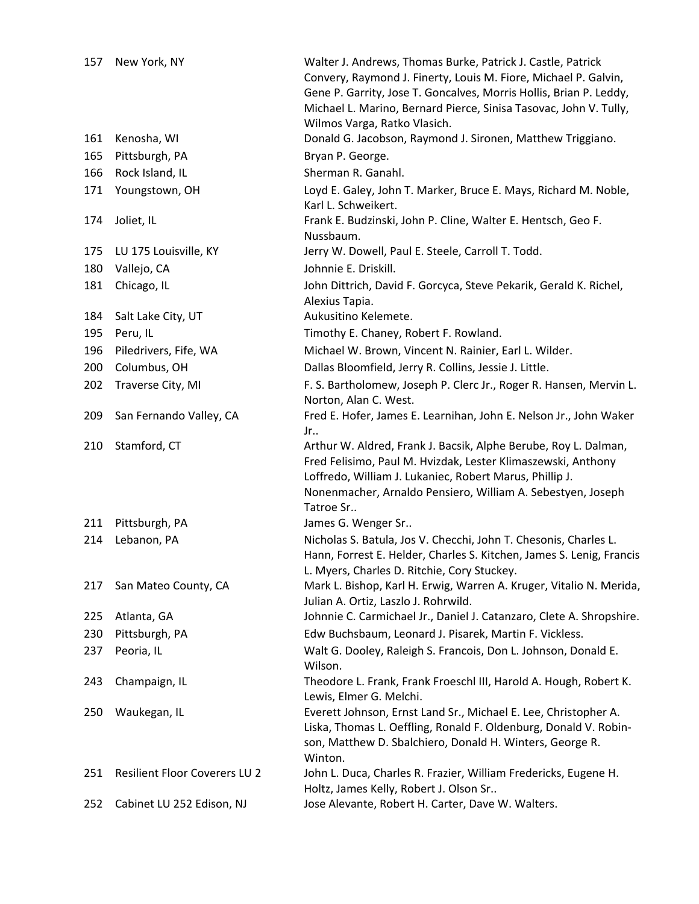| | | |
|---|---|---|
| 157 | New York, NY | Walter J. Andrews, Thomas Burke, Patrick J. Castle, Patrick Convery, Raymond J. Finerty, Louis M. Fiore, Michael P. Galvin, Gene P. Garrity, Jose T. Goncalves, Morris Hollis, Brian P. Leddy, Michael L. Marino, Bernard Pierce, Sinisa Tasovac, John V. Tully, Wilmos Varga, Ratko Vlasich. |
| 161 | Kenosha, WI | Donald G. Jacobson, Raymond J. Sironen, Matthew Triggiano. |
| 165 | Pittsburgh, PA | Bryan P. George. |
| 166 | Rock Island, IL | Sherman R. Ganahl. |
| 171 | Youngstown, OH | Loyd E. Galey, John T. Marker, Bruce E. Mays, Richard M. Noble, Karl L. Schweikert. |
| 174 | Joliet, IL | Frank E. Budzinski, John P. Cline, Walter E. Hentsch, Geo F. Nussbaum. |
| 175 | LU 175 Louisville, KY | Jerry W. Dowell, Paul E. Steele, Carroll T. Todd. |
| 180 | Vallejo, CA | Johnnie E. Driskill. |
| 181 | Chicago, IL | John Dittrich, David F. Gorcyca, Steve Pekarik, Gerald K. Richel, Alexius Tapia. |
| 184 | Salt Lake City, UT | Aukusitino Kelemete. |
| 195 | Peru, IL | Timothy E. Chaney, Robert F. Rowland. |
| 196 | Piledrivers, Fife, WA | Michael W. Brown, Vincent N. Rainier, Earl L. Wilder. |
| 200 | Columbus, OH | Dallas Bloomfield, Jerry R. Collins, Jessie J. Little. |
| 202 | Traverse City, MI | F. S. Bartholomew, Joseph P. Clerc Jr., Roger R. Hansen, Mervin L. Norton, Alan C. West. |
| 209 | San Fernando Valley, CA | Fred E. Hofer, James E. Learnihan, John E. Nelson Jr., John Waker Jr.. |
| 210 | Stamford, CT | Arthur W. Aldred, Frank J. Bacsik, Alphe Berube, Roy L. Dalman, Fred Felisimo, Paul M. Hvizdak, Lester Klimaszewski, Anthony Loffredo, William J. Lukaniec, Robert Marus, Phillip J. Nonenmacher, Arnaldo Pensiero, William A. Sebestyen, Joseph Tatroe Sr.. |
| 211 | Pittsburgh, PA | James G. Wenger Sr.. |
| 214 | Lebanon, PA | Nicholas S. Batula, Jos V. Checchi, John T. Chesonis, Charles L. Hann, Forrest E. Helder, Charles S. Kitchen, James S. Lenig, Francis L. Myers, Charles D. Ritchie, Cory Stuckey. |
| 217 | San Mateo County, CA | Mark L. Bishop, Karl H. Erwig, Warren A. Kruger, Vitalio N. Merida, Julian A. Ortiz, Laszlo J. Rohrwild. |
| 225 | Atlanta, GA | Johnnie C. Carmichael Jr., Daniel J. Catanzaro, Clete A. Shropshire. |
| 230 | Pittsburgh, PA | Edw Buchsbaum, Leonard J. Pisarek, Martin F. Vickless. |
| 237 | Peoria, IL | Walt G. Dooley, Raleigh S. Francois, Don L. Johnson, Donald E. Wilson. |
| 243 | Champaign, IL | Theodore L. Frank, Frank Froeschl III, Harold A. Hough, Robert K. Lewis, Elmer G. Melchi. |
| 250 | Waukegan, IL | Everett Johnson, Ernst Land Sr., Michael E. Lee, Christopher A. Liska, Thomas L. Oeffling, Ronald F. Oldenburg, Donald V. Robinson, Matthew D. Sbalchiero, Donald H. Winters, George R. Winton. |
| 251 | Resilient Floor Coverers LU 2 | John L. Duca, Charles R. Frazier, William Fredericks, Eugene H. Holtz, James Kelly, Robert J. Olson Sr.. |
| 252 | Cabinet LU 252 Edison, NJ | Jose Alevante, Robert H. Carter, Dave W. Walters. |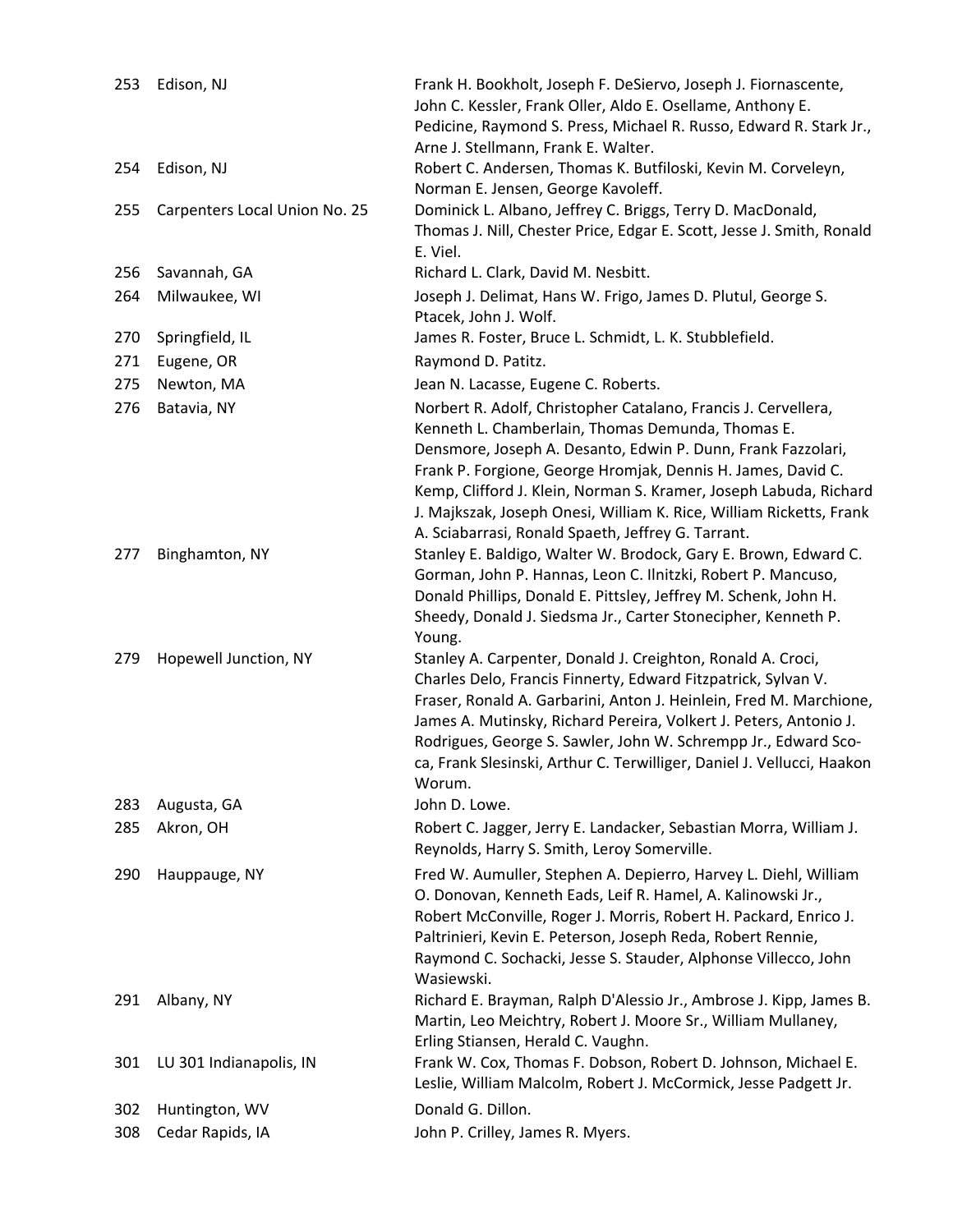| | | |
|---|---|---|
| 253 | Edison, NJ | Frank H. Bookholt, Joseph F. DeSiervo, Joseph J. Fiornascente, John C. Kessler, Frank Oller, Aldo E. Osellame, Anthony E. Pedicine, Raymond S. Press, Michael R. Russo, Edward R. Stark Jr., Arne J. Stellmann, Frank E. Walter. |
| 254 | Edison, NJ | Robert C. Andersen, Thomas K. Butfiloski, Kevin M. Corveleyn, Norman E. Jensen, George Kavoleff. |
| 255 | Carpenters Local Union No. 25 | Dominick L. Albano, Jeffrey C. Briggs, Terry D. MacDonald, Thomas J. Nill, Chester Price, Edgar E. Scott, Jesse J. Smith, Ronald E. Viel. |
| 256 | Savannah, GA | Richard L. Clark, David M. Nesbitt. |
| 264 | Milwaukee, WI | Joseph J. Delimat, Hans W. Frigo, James D. Plutul, George S. Ptacek, John J. Wolf. |
| 270 | Springfield, IL | James R. Foster, Bruce L. Schmidt, L. K. Stubblefield. |
| 271 | Eugene, OR | Raymond D. Patitz. |
| 275 | Newton, MA | Jean N. Lacasse, Eugene C. Roberts. |
| 276 | Batavia, NY | Norbert R. Adolf, Christopher Catalano, Francis J. Cervellera, Kenneth L. Chamberlain, Thomas Demunda, Thomas E. Densmore, Joseph A. Desanto, Edwin P. Dunn, Frank Fazzolari, Frank P. Forgione, George Hromjak, Dennis H. James, David C. Kemp, Clifford J. Klein, Norman S. Kramer, Joseph Labuda, Richard J. Majkszak, Joseph Onesi, William K. Rice, William Ricketts, Frank A. Sciabarrasi, Ronald Spaeth, Jeffrey G. Tarrant. |
| 277 | Binghamton, NY | Stanley E. Baldigo, Walter W. Brodock, Gary E. Brown, Edward C. Gorman, John P. Hannas, Leon C. Ilnitzki, Robert P. Mancuso, Donald Phillips, Donald E. Pittsley, Jeffrey M. Schenk, John H. Sheedy, Donald J. Siedsma Jr., Carter Stonecipher, Kenneth P. Young. |
| 279 | Hopewell Junction, NY | Stanley A. Carpenter, Donald J. Creighton, Ronald A. Croci, Charles Delo, Francis Finnerty, Edward Fitzpatrick, Sylvan V. Fraser, Ronald A. Garbarini, Anton J. Heinlein, Fred M. Marchione, James A. Mutinsky, Richard Pereira, Volkert J. Peters, Antonio J. Rodrigues, George S. Sawler, John W. Schrempp Jr., Edward Sco-ca, Frank Slesinski, Arthur C. Terwilliger, Daniel J. Vellucci, Haakon Worum. |
| 283 | Augusta, GA | John D. Lowe. |
| 285 | Akron, OH | Robert C. Jagger, Jerry E. Landacker, Sebastian Morra, William J. Reynolds, Harry S. Smith, Leroy Somerville. |
| 290 | Hauppauge, NY | Fred W. Aumuller, Stephen A. Depierro, Harvey L. Diehl, William O. Donovan, Kenneth Eads, Leif R. Hamel, A. Kalinowski Jr., Robert McConville, Roger J. Morris, Robert H. Packard, Enrico J. Paltrinieri, Kevin E. Peterson, Joseph Reda, Robert Rennie, Raymond C. Sochacki, Jesse S. Stauder, Alphonse Villecco, John Wasiewski. |
| 291 | Albany, NY | Richard E. Brayman, Ralph D'Alessio Jr., Ambrose J. Kipp, James B. Martin, Leo Meichtry, Robert J. Moore Sr., William Mullaney, Erling Stiansen, Herald C. Vaughn. |
| 301 | LU 301 Indianapolis, IN | Frank W. Cox, Thomas F. Dobson, Robert D. Johnson, Michael E. Leslie, William Malcolm, Robert J. McCormick, Jesse Padgett Jr. |
| 302 | Huntington, WV | Donald G. Dillon. |
| 308 | Cedar Rapids, IA | John P. Crilley, James R. Myers. |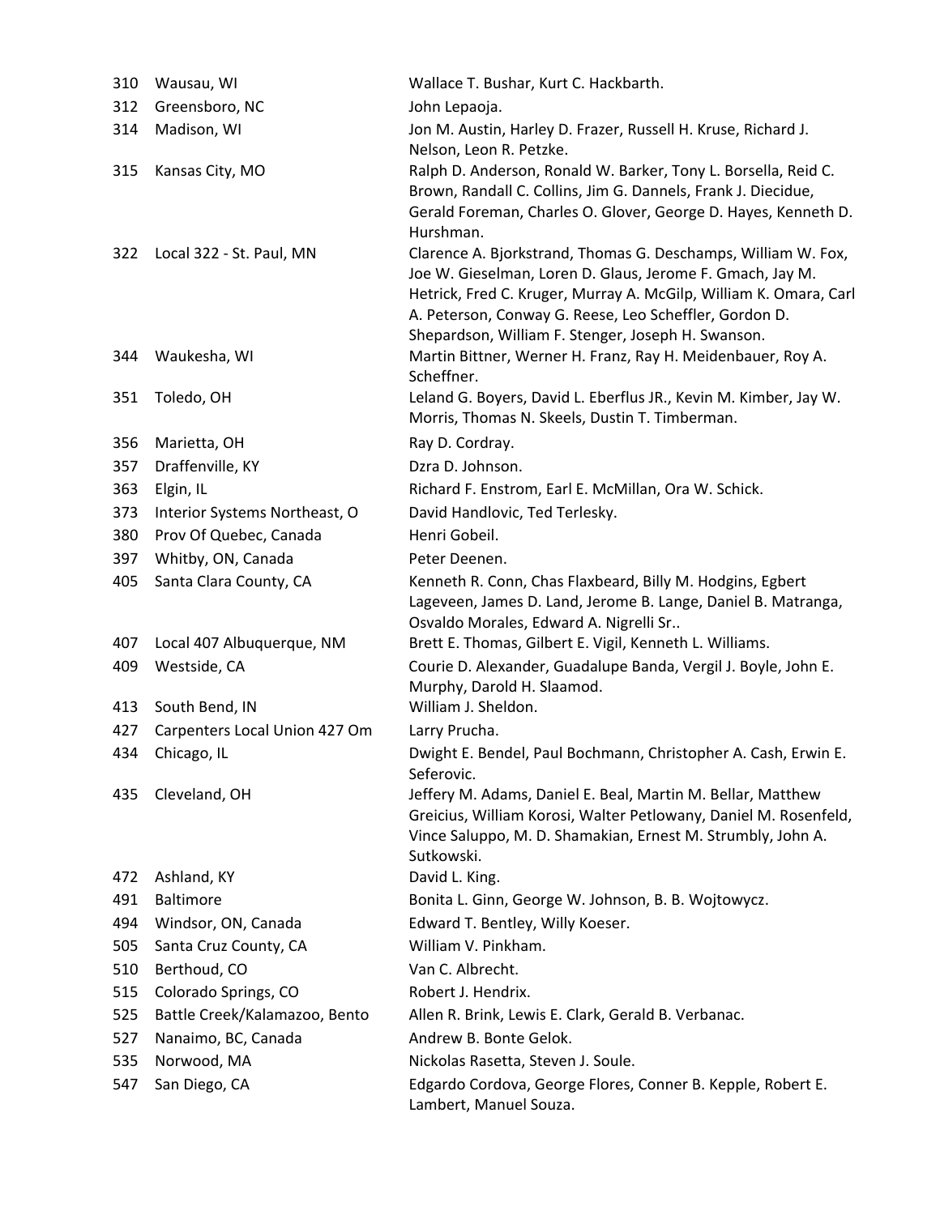| | | |
|---|---|---|
| 310 | Wausau, WI | Wallace T. Bushar, Kurt C. Hackbarth. |
| 312 | Greensboro, NC | John Lepaoja. |
| 314 | Madison, WI | Jon M. Austin, Harley D. Frazer, Russell H. Kruse, Richard J. Nelson, Leon R. Petzke. |
| 315 | Kansas City, MO | Ralph D. Anderson, Ronald W. Barker, Tony L. Borsella, Reid C. Brown, Randall C. Collins, Jim G. Dannels, Frank J. Diecidue, Gerald Foreman, Charles O. Glover, George D. Hayes, Kenneth D. Hurshman. |
| 322 | Local 322 - St. Paul, MN | Clarence A. Bjorkstrand, Thomas G. Deschamps, William W. Fox, Joe W. Gieselman, Loren D. Glaus, Jerome F. Gmach, Jay M. Hetrick, Fred C. Kruger, Murray A. McGilp, William K. Omara, Carl A. Peterson, Conway G. Reese, Leo Scheffler, Gordon D. Shepardson, William F. Stenger, Joseph H. Swanson. |
| 344 | Waukesha, WI | Martin Bittner, Werner H. Franz, Ray H. Meidenbauer, Roy A. Scheffner. |
| 351 | Toledo, OH | Leland G. Boyers, David L. Eberflus JR., Kevin M. Kimber, Jay W. Morris, Thomas N. Skeels, Dustin T. Timberman. |
| 356 | Marietta, OH | Ray D. Cordray. |
| 357 | Draffenville, KY | Dzra D. Johnson. |
| 363 | Elgin, IL | Richard F. Enstrom, Earl E. McMillan, Ora W. Schick. |
| 373 | Interior Systems Northeast, O | David Handlovic, Ted Terlesky. |
| 380 | Prov Of Quebec, Canada | Henri Gobeil. |
| 397 | Whitby, ON, Canada | Peter Deenen. |
| 405 | Santa Clara County, CA | Kenneth R. Conn, Chas Flaxbeard, Billy M. Hodgins, Egbert Lageveen, James D. Land, Jerome B. Lange, Daniel B. Matranga, Osvaldo Morales, Edward A. Nigrelli Sr.. |
| 407 | Local 407 Albuquerque, NM | Brett E. Thomas, Gilbert E. Vigil, Kenneth L. Williams. |
| 409 | Westside, CA | Courie D. Alexander, Guadalupe Banda, Vergil J. Boyle, John E. Murphy, Darold H. Slaamod. |
| 413 | South Bend, IN | William J. Sheldon. |
| 427 | Carpenters Local Union 427 Om | Larry Prucha. |
| 434 | Chicago, IL | Dwight E. Bendel, Paul Bochmann, Christopher A. Cash, Erwin E. Seferovic. |
| 435 | Cleveland, OH | Jeffery M. Adams, Daniel E. Beal, Martin M. Bellar, Matthew Greicius, William Korosi, Walter Petlowany, Daniel M. Rosenfeld, Vince Saluppo, M. D. Shamakian, Ernest M. Strumbly, John A. Sutkowski. |
| 472 | Ashland, KY | David L. King. |
| 491 | Baltimore | Bonita L. Ginn, George W. Johnson, B. B. Wojtowycz. |
| 494 | Windsor, ON, Canada | Edward T. Bentley, Willy Koeser. |
| 505 | Santa Cruz County, CA | William V. Pinkham. |
| 510 | Berthoud, CO | Van C. Albrecht. |
| 515 | Colorado Springs, CO | Robert J. Hendrix. |
| 525 | Battle Creek/Kalamazoo, Bento | Allen R. Brink, Lewis E. Clark, Gerald B. Verbanac. |
| 527 | Nanaimo, BC, Canada | Andrew B. Bonte Gelok. |
| 535 | Norwood, MA | Nickolas Rasetta, Steven J. Soule. |
| 547 | San Diego, CA | Edgardo Cordova, George Flores, Conner B. Kepple, Robert E. Lambert, Manuel Souza. |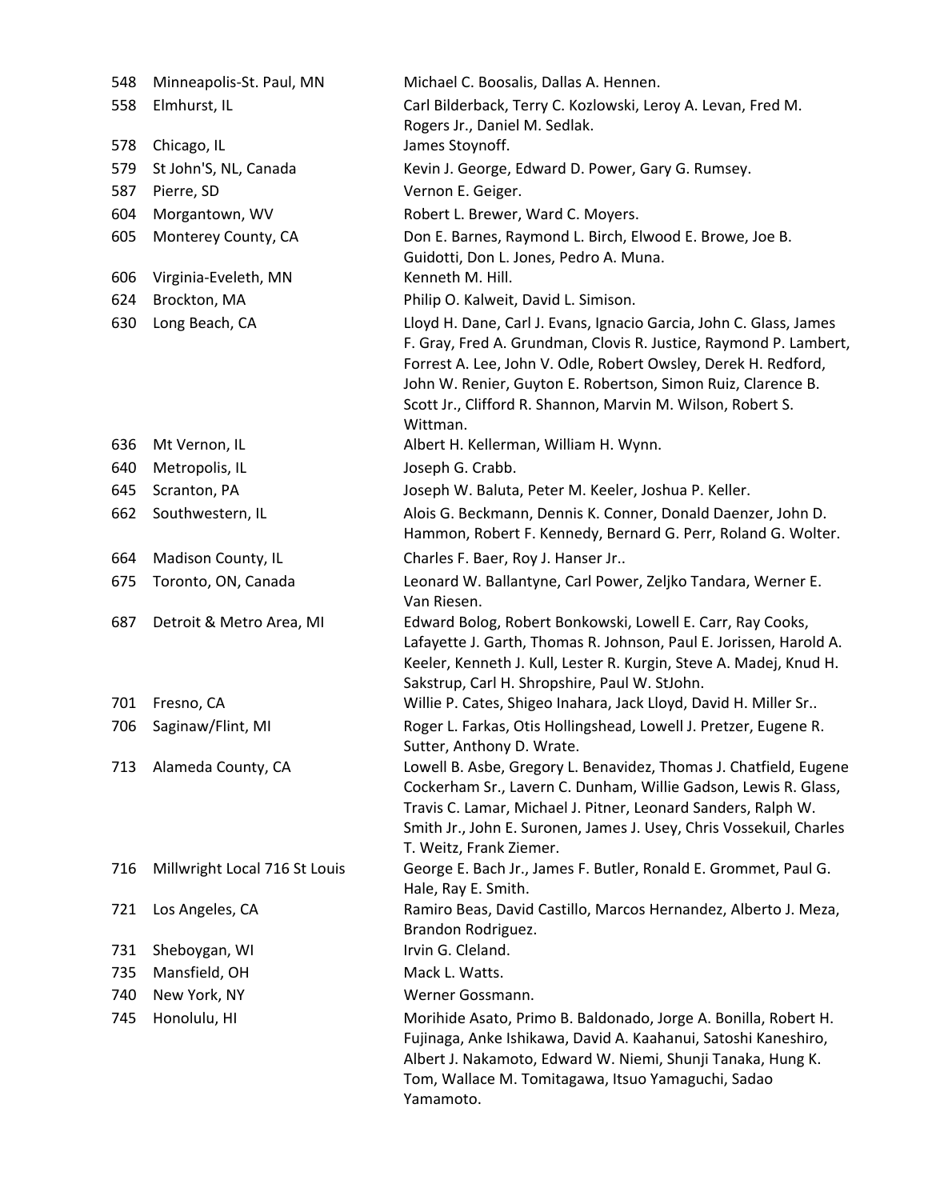| | | |
|---|---|---|
| 548 | Minneapolis-St. Paul, MN | Michael C. Boosalis, Dallas A. Hennen. |
| 558 | Elmhurst, IL | Carl Bilderback, Terry C. Kozlowski, Leroy A. Levan, Fred M. Rogers Jr., Daniel M. Sedlak. |
| 578 | Chicago, IL | James Stoynoff. |
| 579 | St John'S, NL, Canada | Kevin J. George, Edward D. Power, Gary G. Rumsey. |
| 587 | Pierre, SD | Vernon E. Geiger. |
| 604 | Morgantown, WV | Robert L. Brewer, Ward C. Moyers. |
| 605 | Monterey County, CA | Don E. Barnes, Raymond L. Birch, Elwood E. Browe, Joe B. Guidotti, Don L. Jones, Pedro A. Muna. |
| 606 | Virginia-Eveleth, MN | Kenneth M. Hill. |
| 624 | Brockton, MA | Philip O. Kalweit, David L. Simison. |
| 630 | Long Beach, CA | Lloyd H. Dane, Carl J. Evans, Ignacio Garcia, John C. Glass, James F. Gray, Fred A. Grundman, Clovis R. Justice, Raymond P. Lambert, Forrest A. Lee, John V. Odle, Robert Owsley, Derek H. Redford, John W. Renier, Guyton E. Robertson, Simon Ruiz, Clarence B. Scott Jr., Clifford R. Shannon, Marvin M. Wilson, Robert S. Wittman. |
| 636 | Mt Vernon, IL | Albert H. Kellerman, William H. Wynn. |
| 640 | Metropolis, IL | Joseph G. Crabb. |
| 645 | Scranton, PA | Joseph W. Baluta, Peter M. Keeler, Joshua P. Keller. |
| 662 | Southwestern, IL | Alois G. Beckmann, Dennis K. Conner, Donald Daenzer, John D. Hammon, Robert F. Kennedy, Bernard G. Perr, Roland G. Wolter. |
| 664 | Madison County, IL | Charles F. Baer, Roy J. Hanser Jr.. |
| 675 | Toronto, ON, Canada | Leonard W. Ballantyne, Carl Power, Zeljko Tandara, Werner E. Van Riesen. |
| 687 | Detroit & Metro Area, MI | Edward Bolog, Robert Bonkowski, Lowell E. Carr, Ray Cooks, Lafayette J. Garth, Thomas R. Johnson, Paul E. Jorissen, Harold A. Keeler, Kenneth J. Kull, Lester R. Kurgin, Steve A. Madej, Knud H. Sakstrup, Carl H. Shropshire, Paul W. StJohn. |
| 701 | Fresno, CA | Willie P. Cates, Shigeo Inahara, Jack Lloyd, David H. Miller Sr.. |
| 706 | Saginaw/Flint, MI | Roger L. Farkas, Otis Hollingshead, Lowell J. Pretzer, Eugene R. Sutter, Anthony D. Wrate. |
| 713 | Alameda County, CA | Lowell B. Asbe, Gregory L. Benavidez, Thomas J. Chatfield, Eugene Cockerham Sr., Lavern C. Dunham, Willie Gadson, Lewis R. Glass, Travis C. Lamar, Michael J. Pitner, Leonard Sanders, Ralph W. Smith Jr., John E. Suronen, James J. Usey, Chris Vossekuil, Charles T. Weitz, Frank Ziemer. |
| 716 | Millwright Local 716 St Louis | George E. Bach Jr., James F. Butler, Ronald E. Grommet, Paul G. Hale, Ray E. Smith. |
| 721 | Los Angeles, CA | Ramiro Beas, David Castillo, Marcos Hernandez, Alberto J. Meza, Brandon Rodriguez. |
| 731 | Sheboygan, WI | Irvin G. Cleland. |
| 735 | Mansfield, OH | Mack L. Watts. |
| 740 | New York, NY | Werner Gossmann. |
| 745 | Honolulu, HI | Morihide Asato, Primo B. Baldonado, Jorge A. Bonilla, Robert H. Fujinaga, Anke Ishikawa, David A. Kaahanui, Satoshi Kaneshiro, Albert J. Nakamoto, Edward W. Niemi, Shunji Tanaka, Hung K. Tom, Wallace M. Tomitagawa, Itsuo Yamaguchi, Sadao Yamamoto. |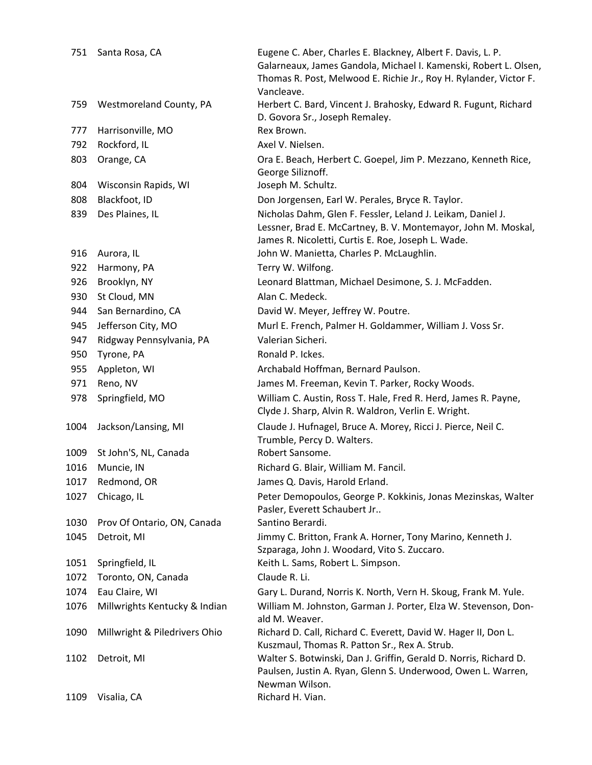| | | |
|---|---|---|
| 751 | Santa Rosa, CA | Eugene C. Aber, Charles E. Blackney, Albert F. Davis, L. P. Galarneaux, James Gandola, Michael I. Kamenski, Robert L. Olsen, Thomas R. Post, Melwood E. Richie Jr., Roy H. Rylander, Victor F. Vancleave. |
| 759 | Westmoreland County, PA | Herbert C. Bard, Vincent J. Brahosky, Edward R. Fugunt, Richard D. Govora Sr., Joseph Remaley. |
| 777 | Harrisonville, MO | Rex Brown. |
| 792 | Rockford, IL | Axel V. Nielsen. |
| 803 | Orange, CA | Ora E. Beach, Herbert C. Goepel, Jim P. Mezzano, Kenneth Rice, George Siliznoff. |
| 804 | Wisconsin Rapids, WI | Joseph M. Schultz. |
| 808 | Blackfoot, ID | Don Jorgensen, Earl W. Perales, Bryce R. Taylor. |
| 839 | Des Plaines, IL | Nicholas Dahm, Glen F. Fessler, Leland J. Leikam, Daniel J. Lessner, Brad E. McCartney, B. V. Montemayor, John M. Moskal, James R. Nicoletti, Curtis E. Roe, Joseph L. Wade. |
| 916 | Aurora, IL | John W. Manietta, Charles P. McLaughlin. |
| 922 | Harmony, PA | Terry W. Wilfong. |
| 926 | Brooklyn, NY | Leonard Blattman, Michael Desimone, S. J. McFadden. |
| 930 | St Cloud, MN | Alan C. Medeck. |
| 944 | San Bernardino, CA | David W. Meyer, Jeffrey W. Poutre. |
| 945 | Jefferson City, MO | Murl E. French, Palmer H. Goldammer, William J. Voss Sr. |
| 947 | Ridgway Pennsylvania, PA | Valerian Sicheri. |
| 950 | Tyrone, PA | Ronald P. Ickes. |
| 955 | Appleton, WI | Archabald Hoffman, Bernard Paulson. |
| 971 | Reno, NV | James M. Freeman, Kevin T. Parker, Rocky Woods. |
| 978 | Springfield, MO | William C. Austin, Ross T. Hale, Fred R. Herd, James R. Payne, Clyde J. Sharp, Alvin R. Waldron, Verlin E. Wright. |
| 1004 | Jackson/Lansing, MI | Claude J. Hufnagel, Bruce A. Morey, Ricci J. Pierce, Neil C. Trumble, Percy D. Walters. |
| 1009 | St John'S, NL, Canada | Robert Sansome. |
| 1016 | Muncie, IN | Richard G. Blair, William M. Fancil. |
| 1017 | Redmond, OR | James Q. Davis, Harold Erland. |
| 1027 | Chicago, IL | Peter Demopoulos, George P. Kokkinis, Jonas Mezinskas, Walter Pasler, Everett Schaubert Jr.. |
| 1030 | Prov Of Ontario, ON, Canada | Santino Berardi. |
| 1045 | Detroit, MI | Jimmy C. Britton, Frank A. Horner, Tony Marino, Kenneth J. Szparaga, John J. Woodard, Vito S. Zuccaro. |
| 1051 | Springfield, IL | Keith L. Sams, Robert L. Simpson. |
| 1072 | Toronto, ON, Canada | Claude R. Li. |
| 1074 | Eau Claire, WI | Gary L. Durand, Norris K. North, Vern H. Skoug, Frank M. Yule. |
| 1076 | Millwrights Kentucky & Indian | William M. Johnston, Garman J. Porter, Elza W. Stevenson, Donald M. Weaver. |
| 1090 | Millwright & Piledrivers Ohio | Richard D. Call, Richard C. Everett, David W. Hager II, Don L. Kuszmaul, Thomas R. Patton Sr., Rex A. Strub. |
| 1102 | Detroit, MI | Walter S. Botwinski, Dan J. Griffin, Gerald D. Norris, Richard D. Paulsen, Justin A. Ryan, Glenn S. Underwood, Owen L. Warren, Newman Wilson. |
| 1109 | Visalia, CA | Richard H. Vian. |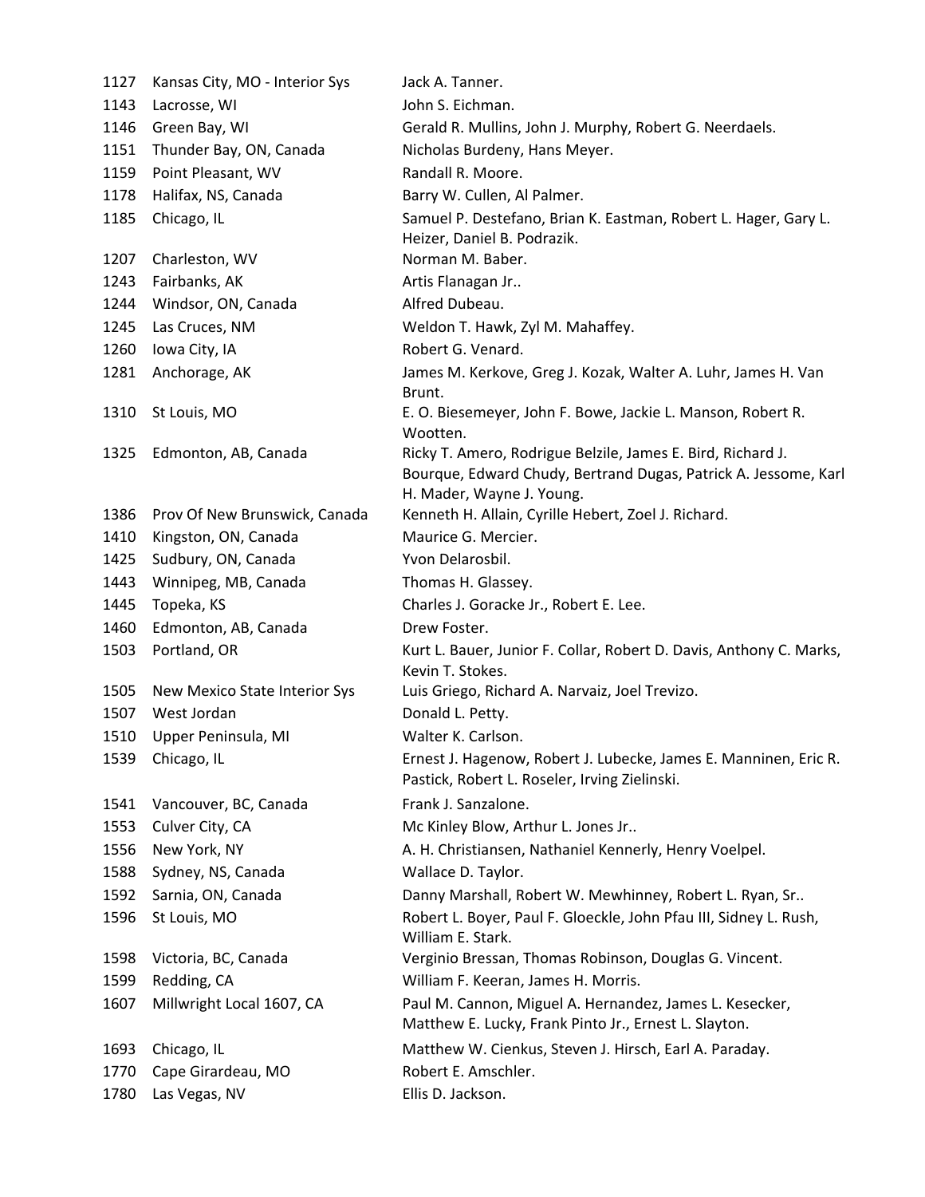| | | |
|---|---|---|
| 1127 | Kansas City, MO - Interior Sys | Jack A. Tanner. |
| 1143 | Lacrosse, WI | John S. Eichman. |
| 1146 | Green Bay, WI | Gerald R. Mullins, John J. Murphy, Robert G. Neerdaels. |
| 1151 | Thunder Bay, ON, Canada | Nicholas Burdeny, Hans Meyer. |
| 1159 | Point Pleasant, WV | Randall R. Moore. |
| 1178 | Halifax, NS, Canada | Barry W. Cullen, Al Palmer. |
| 1185 | Chicago, IL | Samuel P. Destefano, Brian K. Eastman, Robert L. Hager, Gary L. Heizer, Daniel B. Podrazik. |
| 1207 | Charleston, WV | Norman M. Baber. |
| 1243 | Fairbanks, AK | Artis Flanagan Jr.. |
| 1244 | Windsor, ON, Canada | Alfred Dubeau. |
| 1245 | Las Cruces, NM | Weldon T. Hawk, Zyl M. Mahaffey. |
| 1260 | Iowa City, IA | Robert G. Venard. |
| 1281 | Anchorage, AK | James M. Kerkove, Greg J. Kozak, Walter A. Luhr, James H. Van Brunt. |
| 1310 | St Louis, MO | E. O. Biesemeyer, John F. Bowe, Jackie L. Manson, Robert R. Wootten. |
| 1325 | Edmonton, AB, Canada | Ricky T. Amero, Rodrigue Belzile, James E. Bird, Richard J. Bourque, Edward Chudy, Bertrand Dugas, Patrick A. Jessome, Karl H. Mader, Wayne J. Young. |
| 1386 | Prov Of New Brunswick, Canada | Kenneth H. Allain, Cyrille Hebert, Zoel J. Richard. |
| 1410 | Kingston, ON, Canada | Maurice G. Mercier. |
| 1425 | Sudbury, ON, Canada | Yvon Delarosbil. |
| 1443 | Winnipeg, MB, Canada | Thomas H. Glassey. |
| 1445 | Topeka, KS | Charles J. Goracke Jr., Robert E. Lee. |
| 1460 | Edmonton, AB, Canada | Drew Foster. |
| 1503 | Portland, OR | Kurt L. Bauer, Junior F. Collar, Robert D. Davis, Anthony C. Marks, Kevin T. Stokes. |
| 1505 | New Mexico State Interior Sys | Luis Griego, Richard A. Narvaiz, Joel Trevizo. |
| 1507 | West Jordan | Donald L. Petty. |
| 1510 | Upper Peninsula, MI | Walter K. Carlson. |
| 1539 | Chicago, IL | Ernest J. Hagenow, Robert J. Lubecke, James E. Manninen, Eric R. Pastick, Robert L. Roseler, Irving Zielinski. |
| 1541 | Vancouver, BC, Canada | Frank J. Sanzalone. |
| 1553 | Culver City, CA | Mc Kinley Blow, Arthur L. Jones Jr.. |
| 1556 | New York, NY | A. H. Christiansen, Nathaniel Kennerly, Henry Voelpel. |
| 1588 | Sydney, NS, Canada | Wallace D. Taylor. |
| 1592 | Sarnia, ON, Canada | Danny Marshall, Robert W. Mewhinney, Robert L. Ryan, Sr.. |
| 1596 | St Louis, MO | Robert L. Boyer, Paul F. Gloeckle, John Pfau III, Sidney L. Rush, William E. Stark. |
| 1598 | Victoria, BC, Canada | Verginio Bressan, Thomas Robinson, Douglas G. Vincent. |
| 1599 | Redding, CA | William F. Keeran, James H. Morris. |
| 1607 | Millwright Local 1607, CA | Paul M. Cannon, Miguel A. Hernandez, James L. Kesecker, Matthew E. Lucky, Frank Pinto Jr., Ernest L. Slayton. |
| 1693 | Chicago, IL | Matthew W. Cienkus, Steven J. Hirsch, Earl A. Paraday. |
| 1770 | Cape Girardeau, MO | Robert E. Amschler. |
| 1780 | Las Vegas, NV | Ellis D. Jackson. |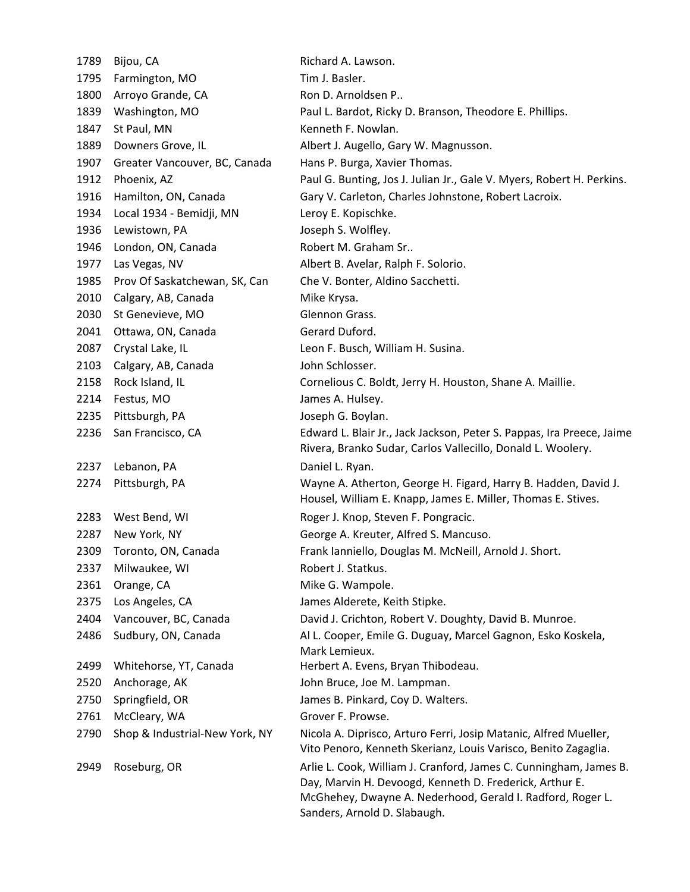| | | |
|---|---|---|
| 1789 | Bijou, CA | Richard A. Lawson. |
| 1795 | Farmington, MO | Tim J. Basler. |
| 1800 | Arroyo Grande, CA | Ron D. Arnoldsen P.. |
| 1839 | Washington, MO | Paul L. Bardot, Ricky D. Branson, Theodore E. Phillips. |
| 1847 | St Paul, MN | Kenneth F. Nowlan. |
| 1889 | Downers Grove, IL | Albert J. Augello, Gary W. Magnusson. |
| 1907 | Greater Vancouver, BC, Canada | Hans P. Burga, Xavier Thomas. |
| 1912 | Phoenix, AZ | Paul G. Bunting, Jos J. Julian Jr., Gale V. Myers, Robert H. Perkins. |
| 1916 | Hamilton, ON, Canada | Gary V. Carleton, Charles Johnstone, Robert Lacroix. |
| 1934 | Local 1934 - Bemidji, MN | Leroy E. Kopischke. |
| 1936 | Lewistown, PA | Joseph S. Wolfley. |
| 1946 | London, ON, Canada | Robert M. Graham Sr.. |
| 1977 | Las Vegas, NV | Albert B. Avelar, Ralph F. Solorio. |
| 1985 | Prov Of Saskatchewan, SK, Can | Che V. Bonter, Aldino Sacchetti. |
| 2010 | Calgary, AB, Canada | Mike Krysa. |
| 2030 | St Genevieve, MO | Glennon Grass. |
| 2041 | Ottawa, ON, Canada | Gerard Duford. |
| 2087 | Crystal Lake, IL | Leon F. Busch, William H. Susina. |
| 2103 | Calgary, AB, Canada | John Schlosser. |
| 2158 | Rock Island, IL | Cornelious C. Boldt, Jerry H. Houston, Shane A. Maillie. |
| 2214 | Festus, MO | James A. Hulsey. |
| 2235 | Pittsburgh, PA | Joseph G. Boylan. |
| 2236 | San Francisco, CA | Edward L. Blair Jr., Jack Jackson, Peter S. Pappas, Ira Preece, Jaime Rivera, Branko Sudar, Carlos Vallecillo, Donald L. Woolery. |
| 2237 | Lebanon, PA | Daniel L. Ryan. |
| 2274 | Pittsburgh, PA | Wayne A. Atherton, George H. Figard, Harry B. Hadden, David J. Housel, William E. Knapp, James E. Miller, Thomas E. Stives. |
| 2283 | West Bend, WI | Roger J. Knop, Steven F. Pongracic. |
| 2287 | New York, NY | George A. Kreuter, Alfred S. Mancuso. |
| 2309 | Toronto, ON, Canada | Frank Ianniello, Douglas M. McNeill, Arnold J. Short. |
| 2337 | Milwaukee, WI | Robert J. Statkus. |
| 2361 | Orange, CA | Mike G. Wampole. |
| 2375 | Los Angeles, CA | James Alderete, Keith Stipke. |
| 2404 | Vancouver, BC, Canada | David J. Crichton, Robert V. Doughty, David B. Munroe. |
| 2486 | Sudbury, ON, Canada | Al L. Cooper, Emile G. Duguay, Marcel Gagnon, Esko Koskela, Mark Lemieux. |
| 2499 | Whitehorse, YT, Canada | Herbert A. Evens, Bryan Thibodeau. |
| 2520 | Anchorage, AK | John Bruce, Joe M. Lampman. |
| 2750 | Springfield, OR | James B. Pinkard, Coy D. Walters. |
| 2761 | McCleary, WA | Grover F. Prowse. |
| 2790 | Shop & Industrial-New York, NY | Nicola A. Diprisco, Arturo Ferri, Josip Matanic, Alfred Mueller, Vito Penoro, Kenneth Skerianz, Louis Varisco, Benito Zagaglia. |
| 2949 | Roseburg, OR | Arlie L. Cook, William J. Cranford, James C. Cunningham, James B. Day, Marvin H. Devoogd, Kenneth D. Frederick, Arthur E. McGhehey, Dwayne A. Nederhood, Gerald I. Radford, Roger L. Sanders, Arnold D. Slabaugh. |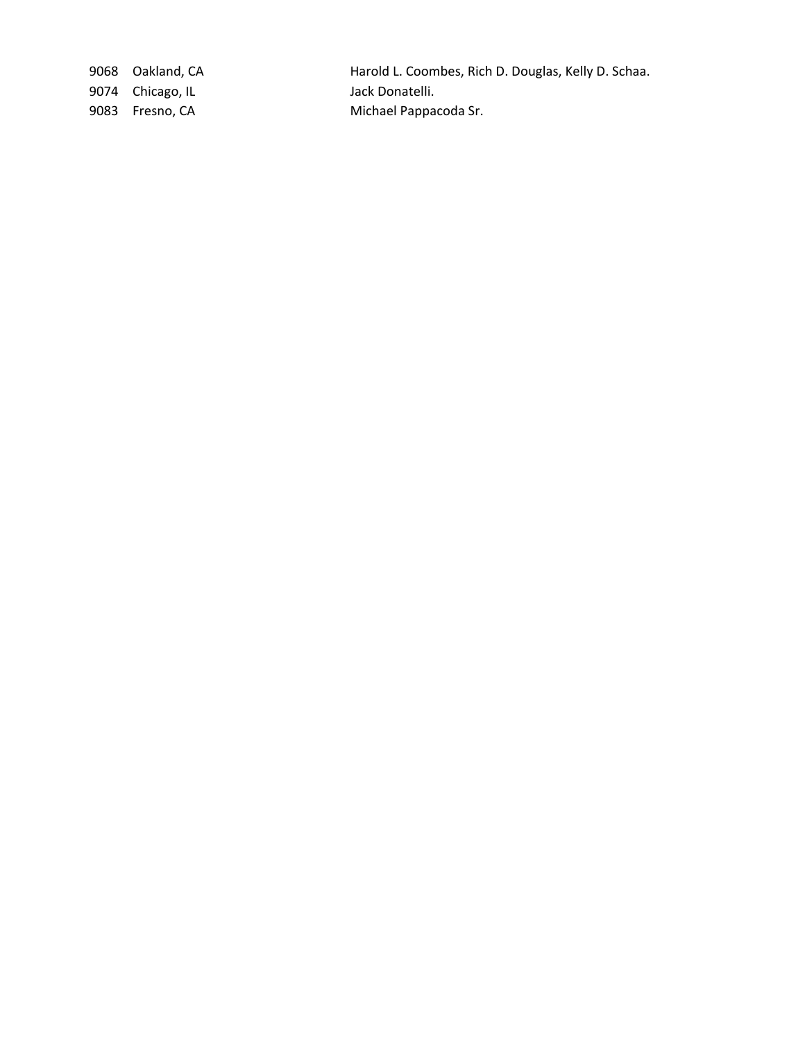| | | |
|---|---|---|
| 9068 | Oakland, CA | Harold L. Coombes, Rich D. Douglas, Kelly D. Schaa. |
| 9074 | Chicago, IL | Jack Donatelli. |
| 9083 | Fresno, CA | Michael Pappacoda Sr. |